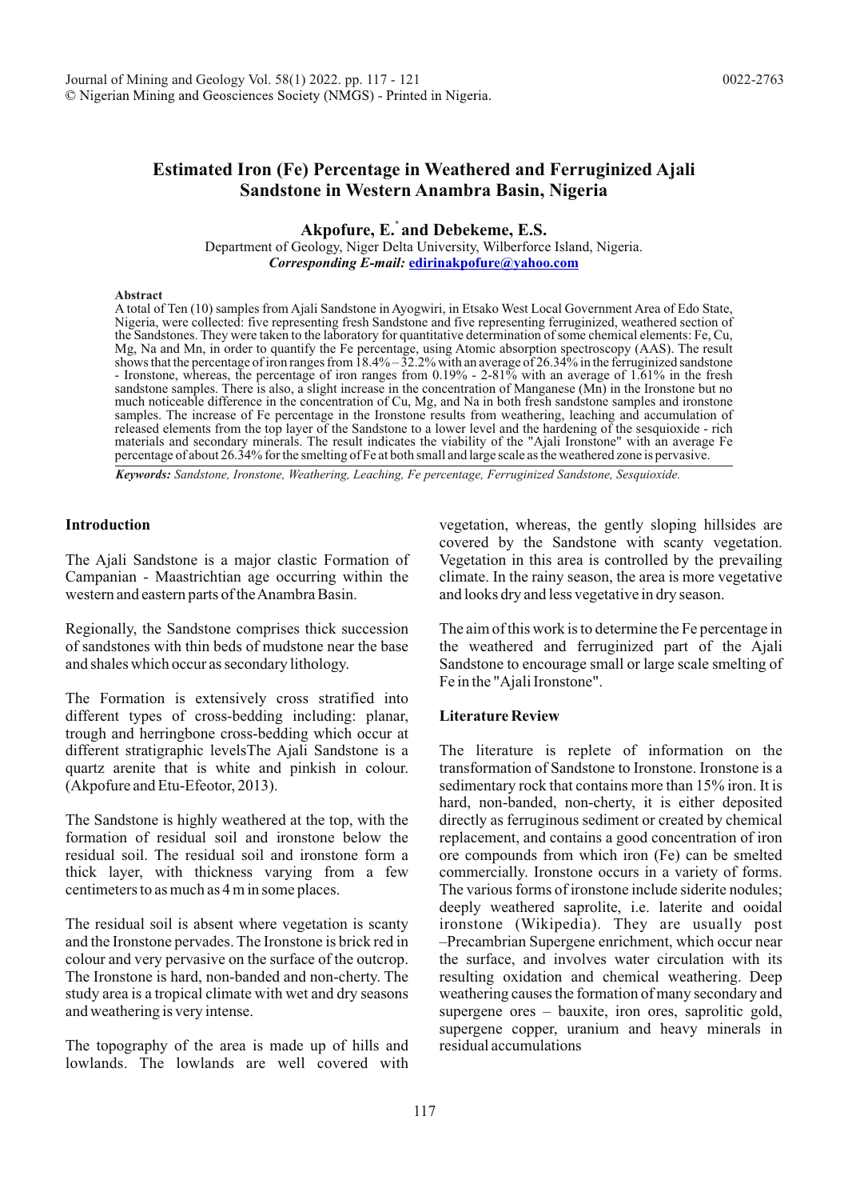# Estimated Iron (Fe) Percentage in Weathered and Ferruginized Ajali Sandstone in Western Anambra Basin, Nigeria

**Akpofure, E.[*] and Debekeme, E.S.**

Department of Geology, Niger Delta University, Wilberforce Island, Nigeria.

***Corresponding E-mail:* edirinakpofure@yahoo.com**

**Abstract**

A total of Ten (10) samples from Ajali Sandstone in Ayogwiri, in Etsako West Local Government Area of Edo State, Nigeria, were collected: five representing fresh Sandstone and five representing ferruginized, weathered section of the Sandstones. They were taken to the laboratory for quantitative determination of some chemical elements: Fe, Cu, Mg, Na and Mn, in order to quantify the Fe percentage, using Atomic absorption spectroscopy (AAS). The result shows that the percentage of iron ranges from 18.4% – 32.2% with an average of 26.34% in the ferruginized sandstone - Ironstone, whereas, the percentage of iron ranges from 0.19% - 2-81% with an average of 1.61% in the fresh sandstone samples. There is also, a slight increase in the concentration of Manganese (Mn) in the Ironstone but no much noticeable difference in the concentration of Cu, Mg, and Na in both fresh sandstone samples and ironstone samples. The increase of Fe percentage in the Ironstone results from weathering, leaching and accumulation of released elements from the top layer of the Sandstone to a lower level and the hardening of the sesquioxide - rich materials and secondary minerals. The result indicates the viability of the "Ajali Ironstone" with an average Fe percentage of about 26.34% for the smelting of Fe at both small and large scale as the weathered zone is pervasive.

***Keywords:*** *Sandstone, Ironstone, Weathering, Leaching, Fe percentage, Ferruginized Sandstone, Sesquioxide.*

## Introduction

The Ajali Sandstone is a major clastic Formation of Campanian - Maastrichtian age occurring within the western and eastern parts of the Anambra Basin.

Regionally, the Sandstone comprises thick succession of sandstones with thin beds of mudstone near the base and shales which occur as secondary lithology.

The Formation is extensively cross stratified into different types of cross-bedding including: planar, trough and herringbone cross-bedding which occur at different stratigraphic levelsThe Ajali Sandstone is a quartz arenite that is white and pinkish in colour. (Akpofure and Etu-Efeotor, 2013).

The Sandstone is highly weathered at the top, with the formation of residual soil and ironstone below the residual soil. The residual soil and ironstone form a thick layer, with thickness varying from a few centimeters to as much as 4 m in some places.

The residual soil is absent where vegetation is scanty and the Ironstone pervades. The Ironstone is brick red in colour and very pervasive on the surface of the outcrop. The Ironstone is hard, non-banded and non-cherty. The study area is a tropical climate with wet and dry seasons and weathering is very intense.

The topography of the area is made up of hills and lowlands. The lowlands are well covered with vegetation, whereas, the gently sloping hillsides are covered by the Sandstone with scanty vegetation. Vegetation in this area is controlled by the prevailing climate. In the rainy season, the area is more vegetative and looks dry and less vegetative in dry season.

The aim of this work is to determine the Fe percentage in the weathered and ferruginized part of the Ajali Sandstone to encourage small or large scale smelting of Fe in the "Ajali Ironstone".

## Literature Review

The literature is replete of information on the transformation of Sandstone to Ironstone. Ironstone is a sedimentary rock that contains more than 15% iron. It is hard, non-banded, non-cherty, it is either deposited directly as ferruginous sediment or created by chemical replacement, and contains a good concentration of iron ore compounds from which iron (Fe) can be smelted commercially. Ironstone occurs in a variety of forms. The various forms of ironstone include siderite nodules; deeply weathered saprolite, i.e. laterite and ooidal ironstone (Wikipedia). They are usually post –Precambrian Supergene enrichment, which occur near the surface, and involves water circulation with its resulting oxidation and chemical weathering. Deep weathering causes the formation of many secondary and supergene ores – bauxite, iron ores, saprolitic gold, supergene copper, uranium and heavy minerals in residual accumulations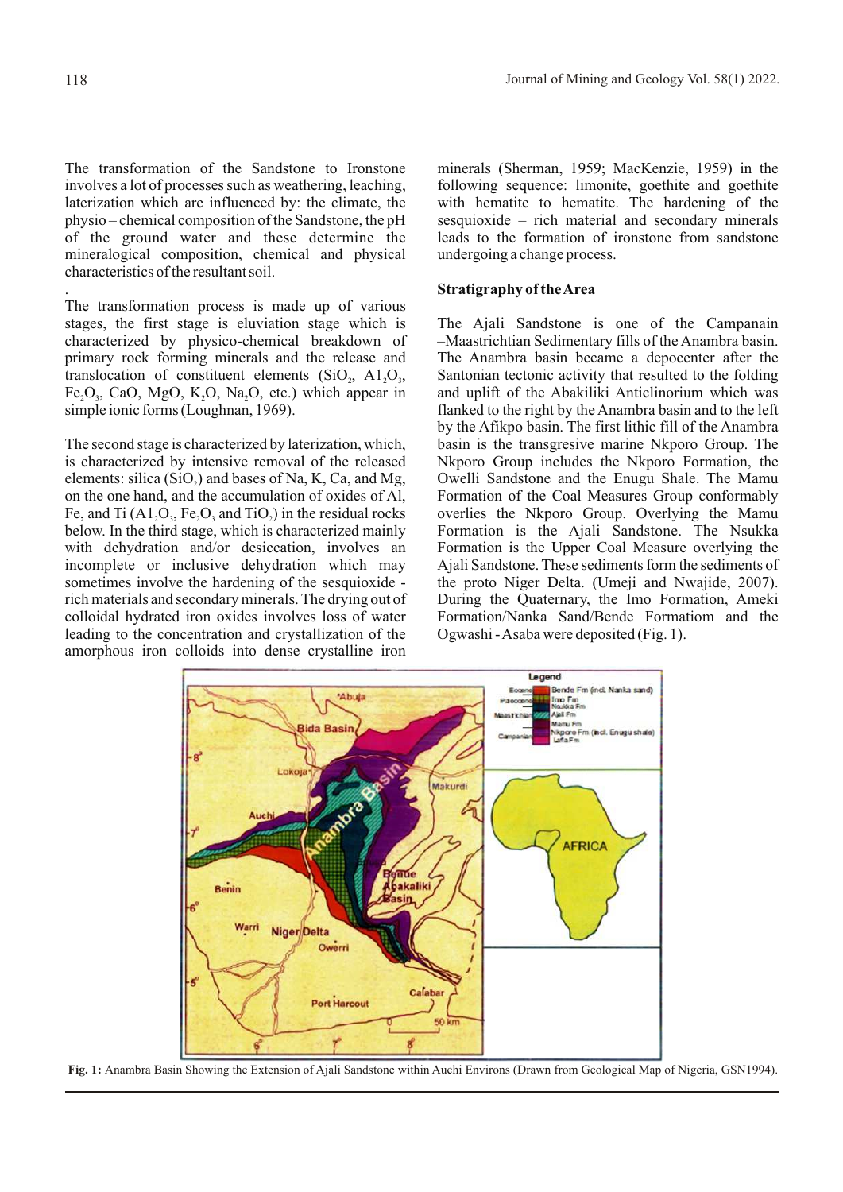The transformation of the Sandstone to Ironstone involves a lot of processes such as weathering, leaching, laterization which are influenced by: the climate, the physio – chemical composition of the Sandstone, the pH of the ground water and these determine the mineralogical composition, chemical and physical characteristics of the resultant soil.

The transformation process is made up of various stages, the first stage is eluviation stage which is characterized by physico-chemical breakdown of primary rock forming minerals and the release and translocation of constituent elements ($SiO_2$, $Al_2O_3$, $Fe_2O_3$, CaO, MgO, $K_2O$, $Na_2O$, etc.) which appear in simple ionic forms (Loughnan, 1969).

The second stage is characterized by laterization, which, is characterized by intensive removal of the released elements: silica ($SiO_2$) and bases of Na, K, Ca, and Mg, on the one hand, and the accumulation of oxides of Al, Fe, and Ti ($Al_2O_3$, $Fe_2O_3$ and $TiO_2$) in the residual rocks below. In the third stage, which is characterized mainly with dehydration and/or desiccation, involves an incomplete or inclusive dehydration which may sometimes involve the hardening of the sesquioxide - rich materials and secondary minerals. The drying out of colloidal hydrated iron oxides involves loss of water leading to the concentration and crystallization of the amorphous iron colloids into dense crystalline iron minerals (Sherman, 1959; MacKenzie, 1959) in the following sequence: limonite, goethite and goethite with hematite to hematite. The hardening of the sesquioxide – rich material and secondary minerals leads to the formation of ironstone from sandstone undergoing a change process.

**Stratigraphy of the Area**

The Ajali Sandstone is one of the Campanain –Maastrichtian Sedimentary fills of the Anambra basin. The Anambra basin became a depocenter after the Santonian tectonic activity that resulted to the folding and uplift of the Abakiliki Anticlinorium which was flanked to the right by the Anambra basin and to the left by the Afikpo basin. The first lithic fill of the Anambra basin is the transgresive marine Nkporo Group. The Nkporo Group includes the Nkporo Formation, the Owelli Sandstone and the Enugu Shale. The Mamu Formation of the Coal Measures Group conformably overlies the Nkporo Group. Overlying the Mamu Formation is the Ajali Sandstone. The Nsukka Formation is the Upper Coal Measure overlying the Ajali Sandstone. These sediments form the sediments of the proto Niger Delta. (Umeji and Nwajide, 2007). During the Quaternary, the Imo Formation, Ameki Formation/Nanka Sand/Bende Formatiom and the Ogwashi - Asaba were deposited (Fig. 1).

**Fig. 1:** Anambra Basin Showing the Extension of Ajali Sandstone within Auchi Environs (Drawn from Geological Map of Nigeria, GSN1994).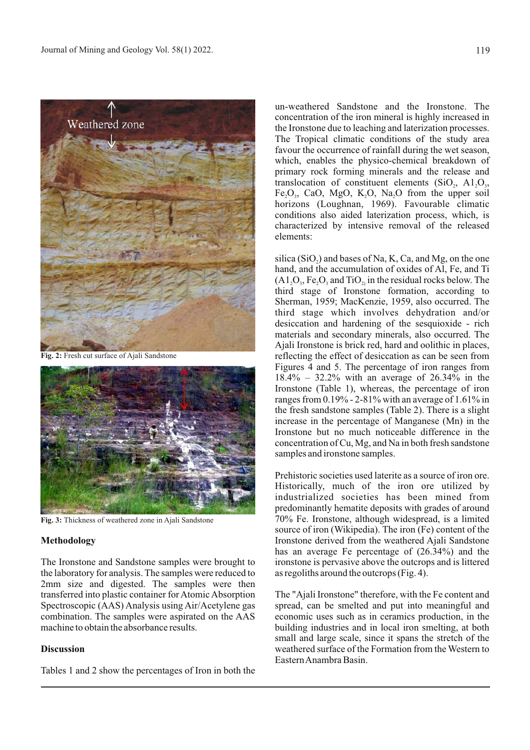Weathered zone

**Fig. 2:** Fresh cut surface of Ajali Sandstone

**Fig. 3:** Thickness of weathered zone in Ajali Sandstone

**Methodology**

The Ironstone and Sandstone samples were brought to the laboratory for analysis. The samples were reduced to 2mm size and digested. The samples were then transferred into plastic container for Atomic Absorption Spectroscopic (AAS) Analysis using Air/Acetylene gas combination. The samples were aspirated on the AAS machine to obtain the absorbance results.

**Discussion**

Tables 1 and 2 show the percentages of Iron in both the un-weathered Sandstone and the Ironstone. The concentration of the iron mineral is highly increased in the Ironstone due to leaching and laterization processes. The Tropical climatic conditions of the study area favour the occurrence of rainfall during the wet season, which, enables the physico-chemical breakdown of primary rock forming minerals and the release and translocation of constituent elements ($SiO_2$, $Al_2O_3$, $Fe_2O_3$, CaO, MgO, $K_2O$, $Na_2O$ from the upper soil horizons (Loughnan, 1969). Favourable climatic conditions also aided laterization process, which, is characterized by intensive removal of the released elements:

silica ($SiO_2$) and bases of Na, K, Ca, and Mg, on the one hand, and the accumulation of oxides of Al, Fe, and Ti ($Al_2O_3$, $Fe_2O_3$ and $TiO_2$) in the residual rocks below. The third stage of Ironstone formation, according to Sherman, 1959; MacKenzie, 1959, also occurred. The third stage which involves dehydration and/or desiccation and hardening of the sesquioxide - rich materials and secondary minerals, also occurred. The Ajali Ironstone is brick red, hard and oolithic in places, reflecting the effect of desiccation as can be seen from Figures 4 and 5. The percentage of iron ranges from 18.4% – 32.2% with an average of 26.34% in the Ironstone (Table 1), whereas, the percentage of iron ranges from 0.19% - 2-81% with an average of 1.61% in the fresh sandstone samples (Table 2). There is a slight increase in the percentage of Manganese (Mn) in the Ironstone but no much noticeable difference in the concentration of Cu, Mg, and Na in both fresh sandstone samples and ironstone samples.

Prehistoric societies used laterite as a source of iron ore. Historically, much of the iron ore utilized by industrialized societies has been mined from predominantly hematite deposits with grades of around 70% Fe. Ironstone, although widespread, is a limited source of iron (Wikipedia). The iron (Fe) content of the Ironstone derived from the weathered Ajali Sandstone has an average Fe percentage of (26.34%) and the ironstone is pervasive above the outcrops and is littered as regoliths around the outcrops (Fig. 4).

The "Ajali Ironstone" therefore, with the Fe content and spread, can be smelted and put into meaningful and economic uses such as in ceramics production, in the building industries and in local iron smelting, at both small and large scale, since it spans the stretch of the weathered surface of the Formation from the Western to Eastern Anambra Basin.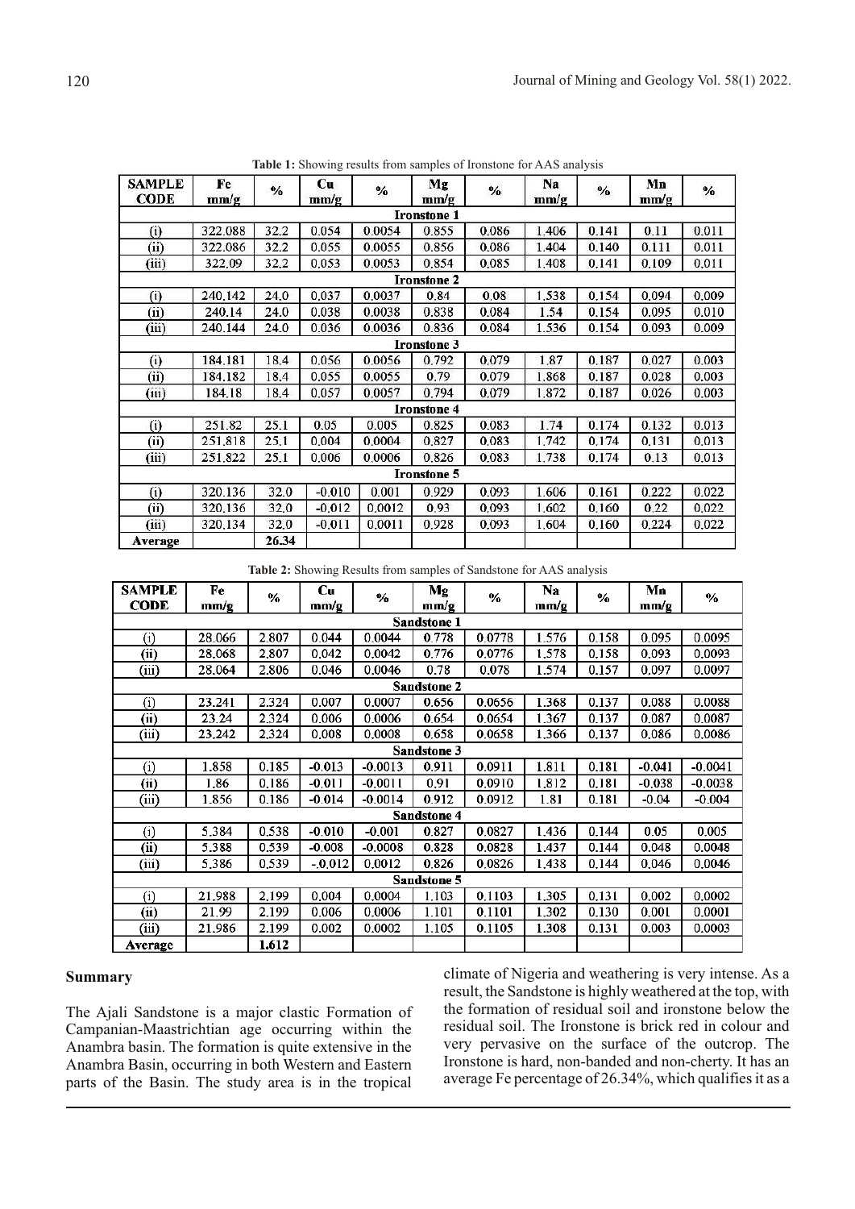**Table 1:** Showing results from samples of Ironstone for AAS analysis

| SAMPLE CODE | Fe mm/g | % | Cu mm/g | % | Mg mm/g | % | Na mm/g | % | Mn mm/g | % |
|---|---|---|---|---|---|---|---|---|---|---|
| **Ironstone 1** | | | | | | | | | | |
| (i) | 322.088 | 32.2 | 0.054 | 0.0054 | 0.855 | 0.086 | 1.406 | 0.141 | 0.11 | 0.011 |
| (ii) | 322.086 | 32.2 | 0.055 | 0.0055 | 0.856 | 0.086 | 1.404 | 0.140 | 0.111 | 0.011 |
| (iii) | 322.09 | 32.2 | 0.053 | 0.0053 | 0.854 | 0.085 | 1.408 | 0.141 | 0.109 | 0.011 |
| **Ironstone 2** | | | | | | | | | | |
| (i) | 240.142 | 24.0 | 0.037 | 0.0037 | 0.84 | 0.08 | 1.538 | 0.154 | 0.094 | 0.009 |
| (ii) | 240.14 | 24.0 | 0.038 | 0.0038 | 0.838 | 0.084 | 1.54 | 0.154 | 0.095 | 0.010 |
| (iii) | 240.144 | 24.0 | 0.036 | 0.0036 | 0.836 | 0.084 | 1.536 | 0.154 | 0.093 | 0.009 |
| **Ironstone 3** | | | | | | | | | | |
| (i) | 184.181 | 18.4 | 0.056 | 0.0056 | 0.792 | 0.079 | 1.87 | 0.187 | 0.027 | 0.003 |
| (ii) | 184.182 | 18.4 | 0.055 | 0.0055 | 0.79 | 0.079 | 1.868 | 0.187 | 0.028 | 0.003 |
| (iii) | 184.18 | 18.4 | 0.057 | 0.0057 | 0.794 | 0.079 | 1.872 | 0.187 | 0.026 | 0.003 |
| **Ironstone 4** | | | | | | | | | | |
| (i) | 251.82 | 25.1 | 0.05 | 0.005 | 0.825 | 0.083 | 1.74 | 0.174 | 0.132 | 0.013 |
| (ii) | 251.818 | 25.1 | 0.004 | 0.0004 | 0.827 | 0.083 | 1.742 | 0.174 | 0.131 | 0.013 |
| (iii) | 251.822 | 25.1 | 0.006 | 0.0006 | 0.826 | 0.083 | 1.738 | 0.174 | 0.13 | 0.013 |
| **Ironstone 5** | | | | | | | | | | |
| (i) | 320.136 | 32.0 | -0.010 | 0.001 | 0.929 | 0.093 | 1.606 | 0.161 | 0.222 | 0.022 |
| (ii) | 320.136 | 32.0 | -0.012 | 0.0012 | 0.93 | 0.093 | 1.602 | 0.160 | 0.22 | 0.022 |
| (iii) | 320.134 | 32.0 | -0.011 | 0.0011 | 0.928 | 0.093 | 1.604 | 0.160 | 0.224 | 0.022 |
| **Average** | | 26.34 | | | | | | | | |

**Table 2:** Showing Results from samples of Sandstone for AAS analysis

| SAMPLE CODE | Fe mm/g | % | Cu mm/g | % | Mg mm/g | % | Na mm/g | % | Mn mm/g | % |
|---|---|---|---|---|---|---|---|---|---|---|
| **Sandstone 1** | | | | | | | | | | |
| (i) | 28.066 | 2.807 | 0.044 | 0.0044 | 0.778 | 0.0778 | 1.576 | 0.158 | 0.095 | 0.0095 |
| (ii) | 28.068 | 2.807 | 0.042 | 0.0042 | 0.776 | 0.0776 | 1.578 | 0.158 | 0.093 | 0.0093 |
| (iii) | 28.064 | 2.806 | 0.046 | 0.0046 | 0.78 | 0.078 | 1.574 | 0.157 | 0.097 | 0.0097 |
| **Sandstone 2** | | | | | | | | | | |
| (i) | 23.241 | 2.324 | 0.007 | 0.0007 | 0.656 | 0.0656 | 1.368 | 0.137 | 0.088 | 0.0088 |
| (ii) | 23.24 | 2.324 | 0.006 | 0.0006 | 0.654 | 0.0654 | 1.367 | 0.137 | 0.087 | 0.0087 |
| (iii) | 23.242 | 2.324 | 0.008 | 0.0008 | 0.658 | 0.0658 | 1.366 | 0.137 | 0.086 | 0.0086 |
| **Sandstone 3** | | | | | | | | | | |
| (i) | 1.858 | 0.185 | -0.013 | -0.0013 | 0.911 | 0.0911 | 1.811 | 0.181 | -0.041 | -0.0041 |
| (ii) | 1.86 | 0.186 | -0.011 | -0.0011 | 0.91 | 0.0910 | 1.812 | 0.181 | -0.038 | -0.0038 |
| (iii) | 1.856 | 0.186 | -0.014 | -0.0014 | 0.912 | 0.0912 | 1.81 | 0.181 | -0.04 | -0.004 |
| **Sandstone 4** | | | | | | | | | | |
| (i) | 5.384 | 0.538 | -0.010 | -0.001 | 0.827 | 0.0827 | 1.436 | 0.144 | 0.05 | 0.005 |
| (ii) | 5.388 | 0.539 | -0.008 | -0.0008 | 0.828 | 0.0828 | 1.437 | 0.144 | 0.048 | 0.0048 |
| (iii) | 5.386 | 0.539 | -.0.012 | 0.0012 | 0.826 | 0.0826 | 1.438 | 0.144 | 0.046 | 0.0046 |
| **Sandstone 5** | | | | | | | | | | |
| (i) | 21.988 | 2.199 | 0.004 | 0.0004 | 1.103 | 0.1103 | 1.305 | 0.131 | 0.002 | 0.0002 |
| (ii) | 21.99 | 2.199 | 0.006 | 0.0006 | 1.101 | 0.1101 | 1.302 | 0.130 | 0.001 | 0.0001 |
| (iii) | 21.986 | 2.199 | 0.002 | 0.0002 | 1.105 | 0.1105 | 1.308 | 0.131 | 0.003 | 0.0003 |
| **Average** | | 1.612 | | | | | | | | |

## Summary

The Ajali Sandstone is a major clastic Formation of Campanian-Maastrichtian age occurring within the Anambra basin. The formation is quite extensive in the Anambra Basin, occurring in both Western and Eastern parts of the Basin. The study area is in the tropical climate of Nigeria and weathering is very intense. As a result, the Sandstone is highly weathered at the top, with the formation of residual soil and ironstone below the residual soil. The Ironstone is brick red in colour and very pervasive on the surface of the outcrop. The Ironstone is hard, non-banded and non-cherty. It has an average Fe percentage of 26.34%, which qualifies it as a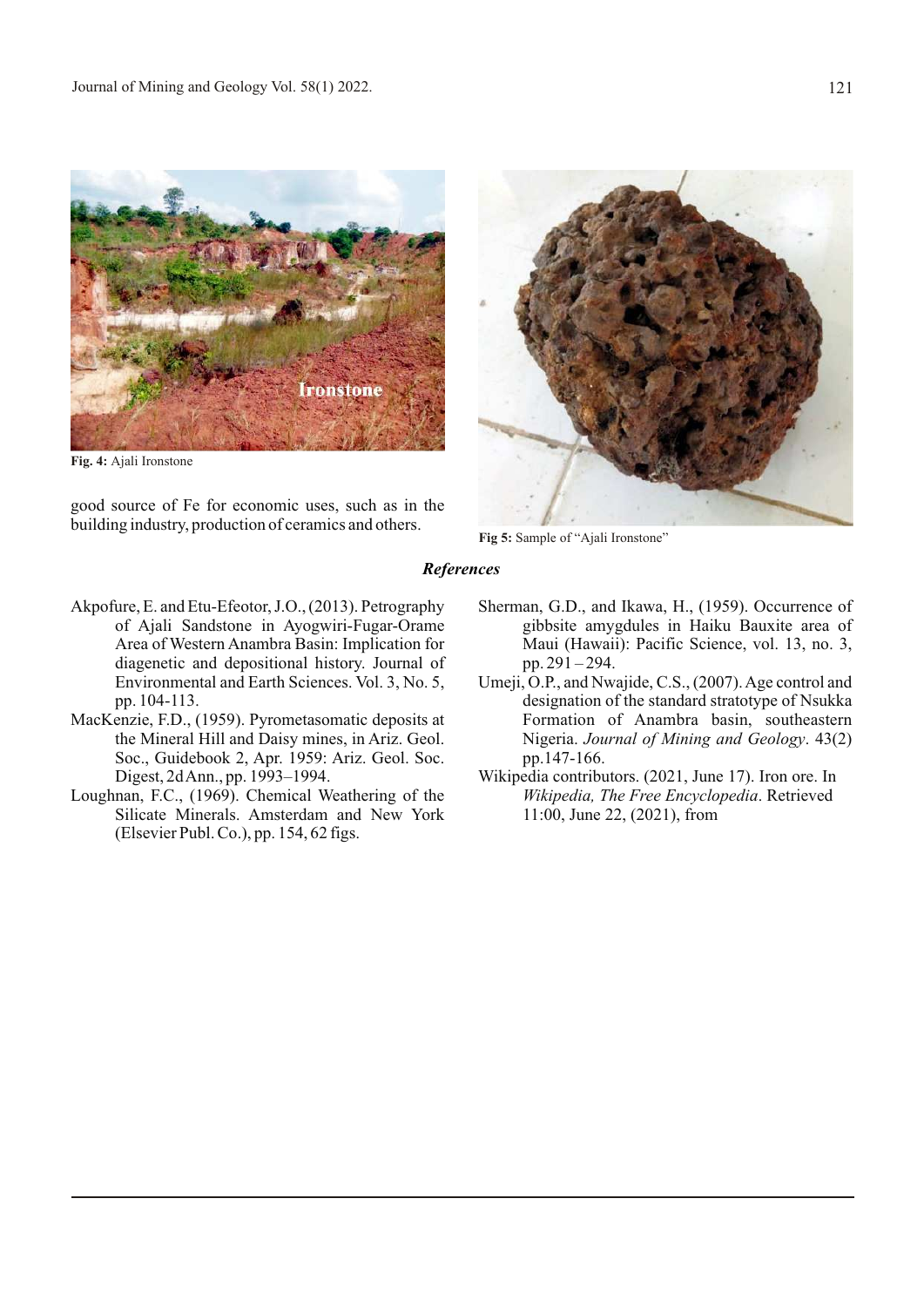Fig. 4: Ajali Ironstone

good source of Fe for economic uses, such as in the building industry, production of ceramics and others.

Fig 5: Sample of "Ajali Ironstone"

### *References*

Akpofure, E. and Etu-Efeotor, J.O., (2013). Petrography of Ajali Sandstone in Ayogwiri-Fugar-Orame Area of Western Anambra Basin: Implication for diagenetic and depositional history. Journal of Environmental and Earth Sciences. Vol. 3, No. 5, pp. 104-113.

MacKenzie, F.D., (1959). Pyrometasomatic deposits at the Mineral Hill and Daisy mines, in Ariz. Geol. Soc., Guidebook 2, Apr. 1959: Ariz. Geol. Soc. Digest, 2d Ann., pp. 1993–1994.

Loughnan, F.C., (1969). Chemical Weathering of the Silicate Minerals. Amsterdam and New York (Elsevier Publ. Co.), pp. 154, 62 figs.

Sherman, G.D., and Ikawa, H., (1959). Occurrence of gibbsite amygdules in Haiku Bauxite area of Maui (Hawaii): Pacific Science, vol. 13, no. 3, pp. 291 – 294.

Umeji, O.P., and Nwajide, C.S., (2007). Age control and designation of the standard stratotype of Nsukka Formation of Anambra basin, southeastern Nigeria. *Journal of Mining and Geology*. 43(2) pp.147-166.

Wikipedia contributors. (2021, June 17). Iron ore. In *Wikipedia, The Free Encyclopedia*. Retrieved 11:00, June 22, (2021), from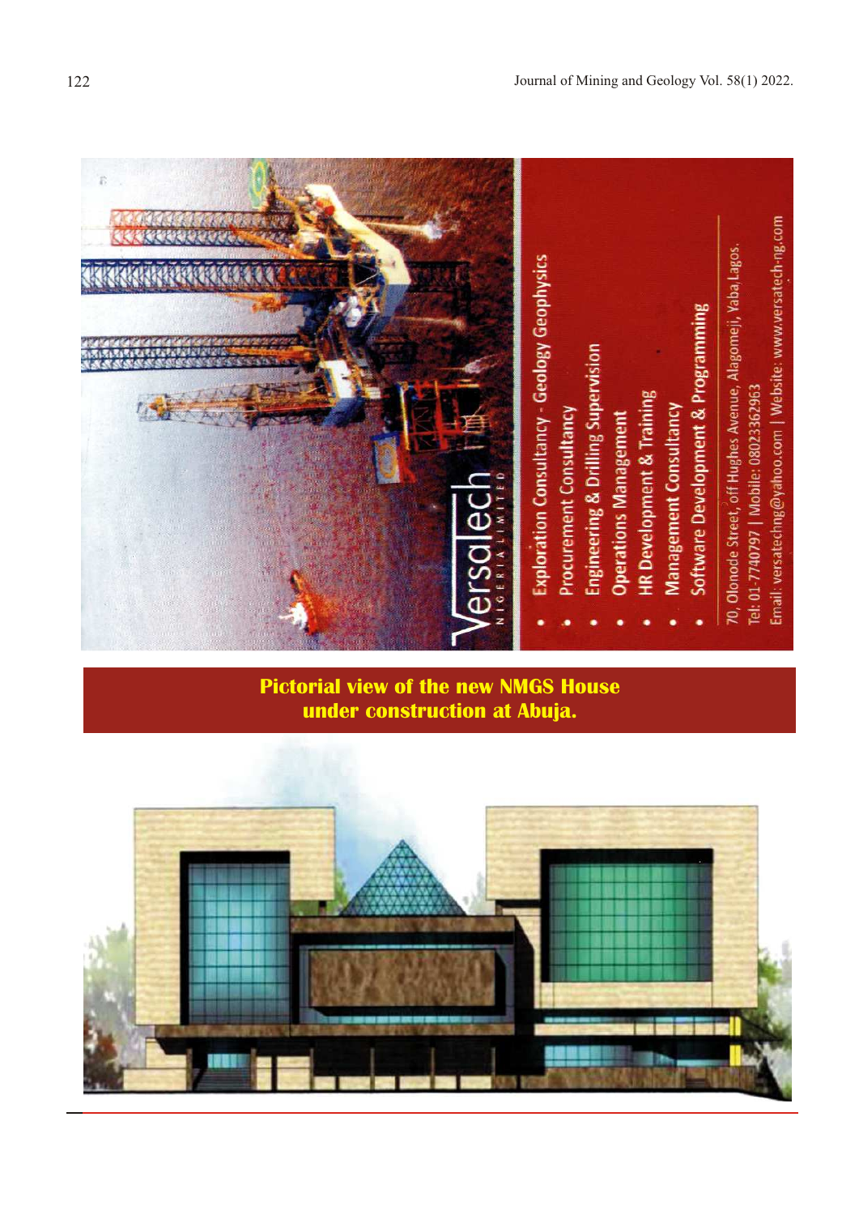VersaTech
NIGERIA LIMITED

- Exploration Consultancy - Geology Geophysics
- Procurement Consultancy
- Engineering & Drilling Supervision
- Operations Management
- HR Development & Training
- Management Consultancy
- Software Development & Programming

70, Olonode Street, off Hughes Avenue, Alagomeji, Yaba, Lagos.
Tel: 01-7740797 | Mobile: 08023362963
Email: versatechng@yahoo.com | Website: www.versatech-ng.com

**Pictorial view of the new NMGS House under construction at Abuja.**